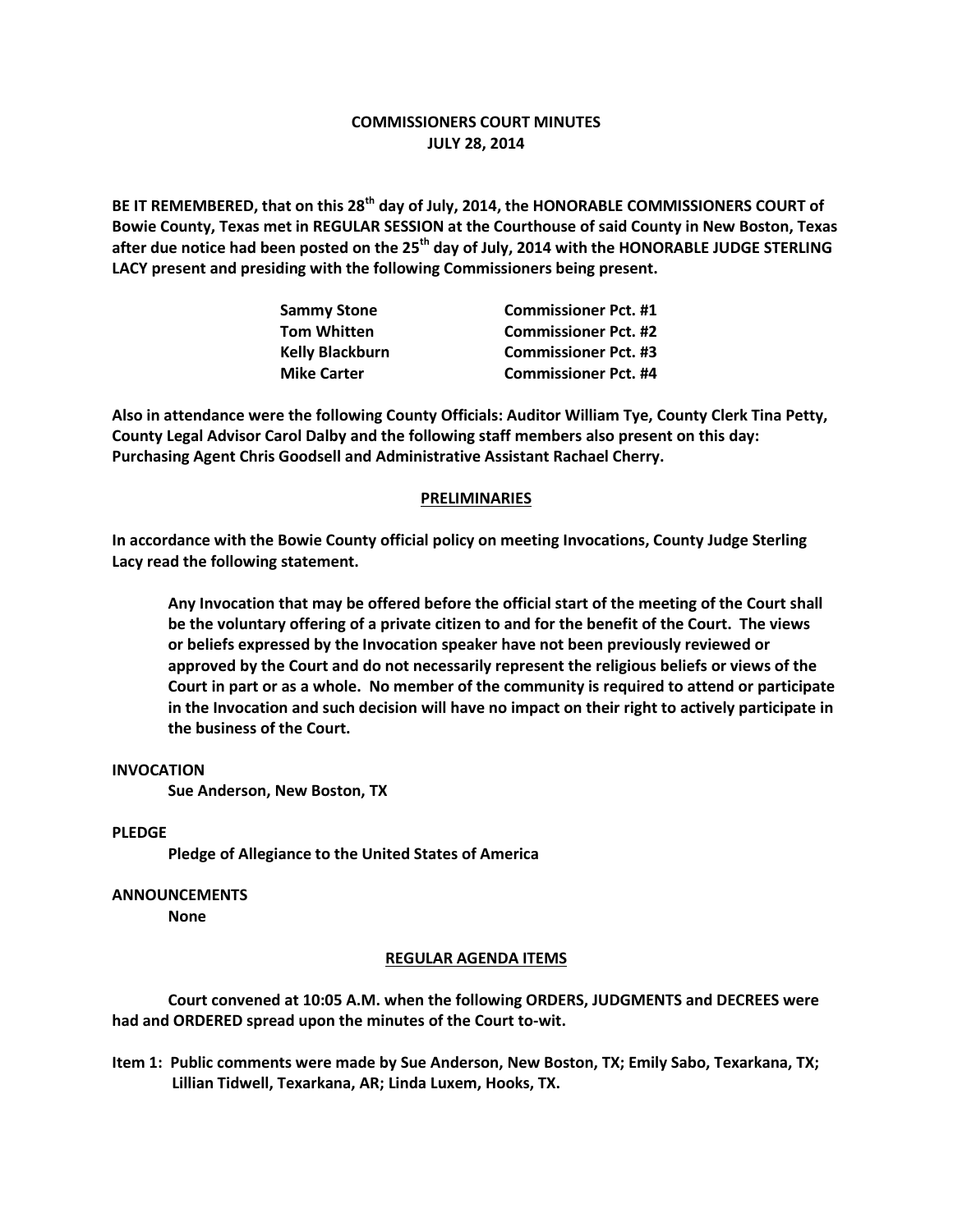# COMMISSIONERS COURT MINUTES
# JULY 28, 2014

**BE IT REMEMBERED, that on this 28th day of July, 2014, the HONORABLE COMMISSIONERS COURT of Bowie County, Texas met in REGULAR SESSION at the Courthouse of said County in New Boston, Texas after due notice had been posted on the 25th day of July, 2014 with the HONORABLE JUDGE STERLING LACY present and presiding with the following Commissioners being present.**

| | |
|---|---|
| **Sammy Stone** | **Commissioner Pct. #1** |
| **Tom Whitten** | **Commissioner Pct. #2** |
| **Kelly Blackburn** | **Commissioner Pct. #3** |
| **Mike Carter** | **Commissioner Pct. #4** |

**Also in attendance were the following County Officials: Auditor William Tye, County Clerk Tina Petty, County Legal Advisor Carol Dalby and the following staff members also present on this day: Purchasing Agent Chris Goodsell and Administrative Assistant Rachael Cherry.**

## PRELIMINARIES

**In accordance with the Bowie County official policy on meeting Invocations, County Judge Sterling Lacy read the following statement.**

> **Any Invocation that may be offered before the official start of the meeting of the Court shall be the voluntary offering of a private citizen to and for the benefit of the Court. The views or beliefs expressed by the Invocation speaker have not been previously reviewed or approved by the Court and do not necessarily represent the religious beliefs or views of the Court in part or as a whole. No member of the community is required to attend or participate in the Invocation and such decision will have no impact on their right to actively participate in the business of the Court.**

**INVOCATION**

**Sue Anderson, New Boston, TX**

**PLEDGE**

**Pledge of Allegiance to the United States of America**

**ANNOUNCEMENTS**

**None**

## REGULAR AGENDA ITEMS

**Court convened at 10:05 A.M. when the following ORDERS, JUDGMENTS and DECREES were had and ORDERED spread upon the minutes of the Court to-wit.**

**Item 1: Public comments were made by Sue Anderson, New Boston, TX; Emily Sabo, Texarkana, TX; Lillian Tidwell, Texarkana, AR; Linda Luxem, Hooks, TX.**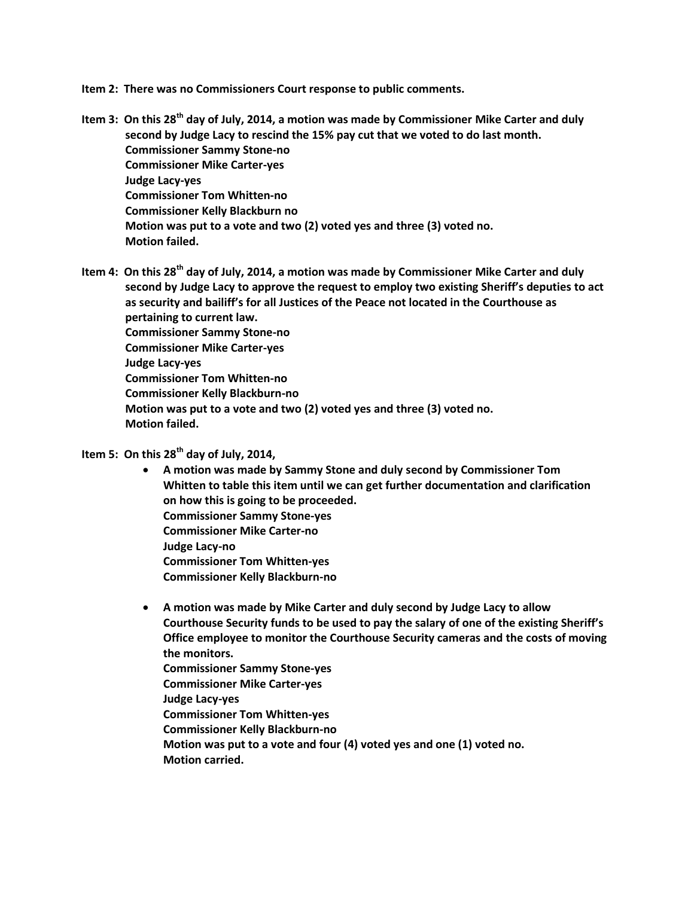**Item 2: There was no Commissioners Court response to public comments.**

**Item 3: On this 28th day of July, 2014, a motion was made by Commissioner Mike Carter and duly second by Judge Lacy to rescind the 15% pay cut that we voted to do last month.**
**Commissioner Sammy Stone-no**
**Commissioner Mike Carter-yes**
**Judge Lacy-yes**
**Commissioner Tom Whitten-no**
**Commissioner Kelly Blackburn no**
**Motion was put to a vote and two (2) voted yes and three (3) voted no.**
**Motion failed.**

**Item 4: On this 28th day of July, 2014, a motion was made by Commissioner Mike Carter and duly second by Judge Lacy to approve the request to employ two existing Sheriff's deputies to act as security and bailiff's for all Justices of the Peace not located in the Courthouse as pertaining to current law.**
**Commissioner Sammy Stone-no**
**Commissioner Mike Carter-yes**
**Judge Lacy-yes**
**Commissioner Tom Whitten-no**
**Commissioner Kelly Blackburn-no**
**Motion was put to a vote and two (2) voted yes and three (3) voted no.**
**Motion failed.**

**Item 5: On this 28th day of July, 2014,**

- **A motion was made by Sammy Stone and duly second by Commissioner Tom Whitten to table this item until we can get further documentation and clarification on how this is going to be proceeded.**
  **Commissioner Sammy Stone-yes**
  **Commissioner Mike Carter-no**
  **Judge Lacy-no**
  **Commissioner Tom Whitten-yes**
  **Commissioner Kelly Blackburn-no**

- **A motion was made by Mike Carter and duly second by Judge Lacy to allow Courthouse Security funds to be used to pay the salary of one of the existing Sheriff's Office employee to monitor the Courthouse Security cameras and the costs of moving the monitors.**
  **Commissioner Sammy Stone-yes**
  **Commissioner Mike Carter-yes**
  **Judge Lacy-yes**
  **Commissioner Tom Whitten-yes**
  **Commissioner Kelly Blackburn-no**
  **Motion was put to a vote and four (4) voted yes and one (1) voted no.**
  **Motion carried.**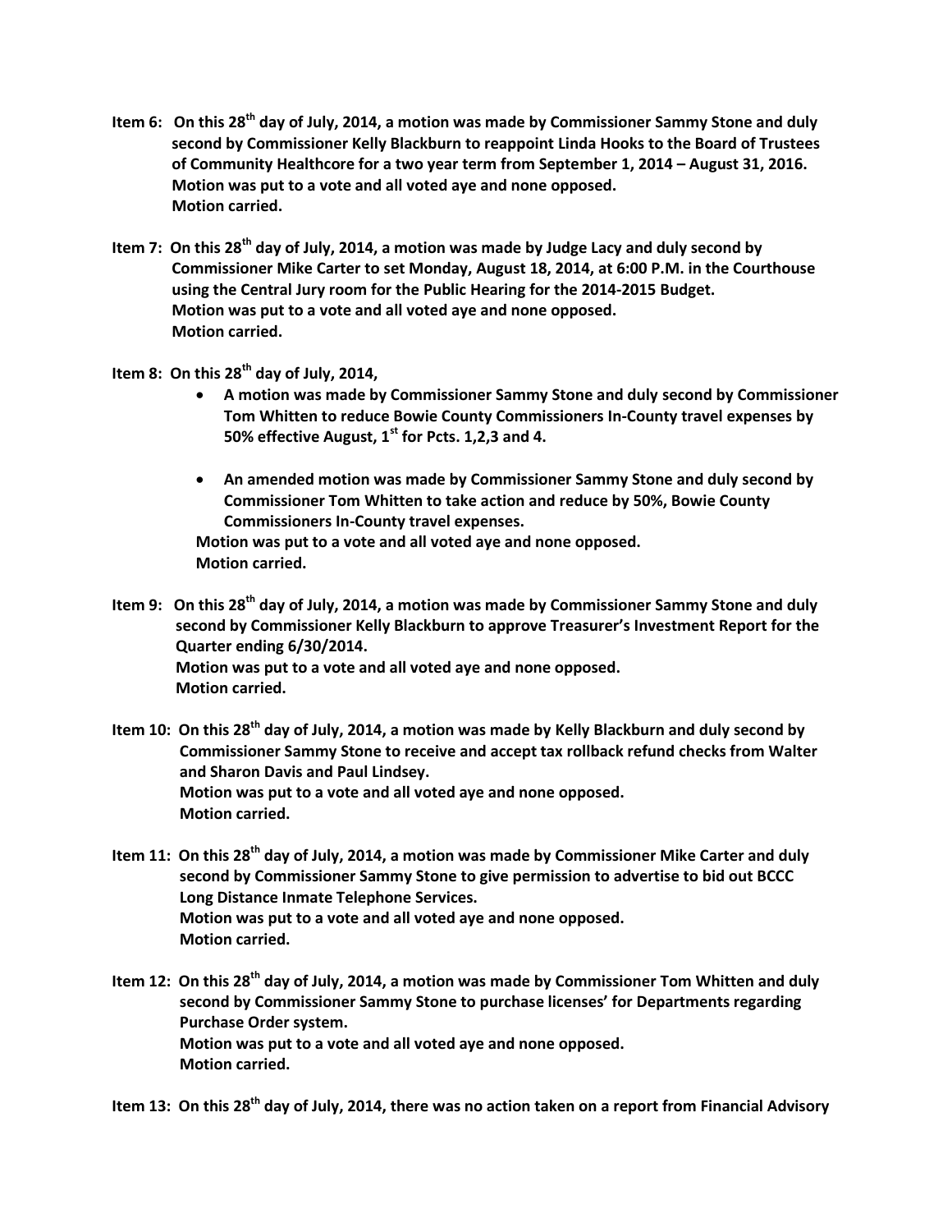**Item 6: On this 28th day of July, 2014, a motion was made by Commissioner Sammy Stone and duly second by Commissioner Kelly Blackburn to reappoint Linda Hooks to the Board of Trustees of Community Healthcore for a two year term from September 1, 2014 – August 31, 2016.**
**Motion was put to a vote and all voted aye and none opposed.**
**Motion carried.**

**Item 7: On this 28th day of July, 2014, a motion was made by Judge Lacy and duly second by Commissioner Mike Carter to set Monday, August 18, 2014, at 6:00 P.M. in the Courthouse using the Central Jury room for the Public Hearing for the 2014-2015 Budget.**
**Motion was put to a vote and all voted aye and none opposed.**
**Motion carried.**

**Item 8: On this 28th day of July, 2014,**

- **A motion was made by Commissioner Sammy Stone and duly second by Commissioner Tom Whitten to reduce Bowie County Commissioners In-County travel expenses by 50% effective August, 1st for Pcts. 1,2,3 and 4.**
- **An amended motion was made by Commissioner Sammy Stone and duly second by Commissioner Tom Whitten to take action and reduce by 50%, Bowie County Commissioners In-County travel expenses.**

**Motion was put to a vote and all voted aye and none opposed.**
**Motion carried.**

**Item 9: On this 28th day of July, 2014, a motion was made by Commissioner Sammy Stone and duly second by Commissioner Kelly Blackburn to approve Treasurer's Investment Report for the Quarter ending 6/30/2014.**
**Motion was put to a vote and all voted aye and none opposed.**
**Motion carried.**

**Item 10: On this 28th day of July, 2014, a motion was made by Kelly Blackburn and duly second by Commissioner Sammy Stone to receive and accept tax rollback refund checks from Walter and Sharon Davis and Paul Lindsey.**
**Motion was put to a vote and all voted aye and none opposed.**
**Motion carried.**

**Item 11: On this 28th day of July, 2014, a motion was made by Commissioner Mike Carter and duly second by Commissioner Sammy Stone to give permission to advertise to bid out BCCC Long Distance Inmate Telephone Services.**
**Motion was put to a vote and all voted aye and none opposed.**
**Motion carried.**

**Item 12: On this 28th day of July, 2014, a motion was made by Commissioner Tom Whitten and duly second by Commissioner Sammy Stone to purchase licenses' for Departments regarding Purchase Order system.**
**Motion was put to a vote and all voted aye and none opposed.**
**Motion carried.**

**Item 13: On this 28th day of July, 2014, there was no action taken on a report from Financial Advisory**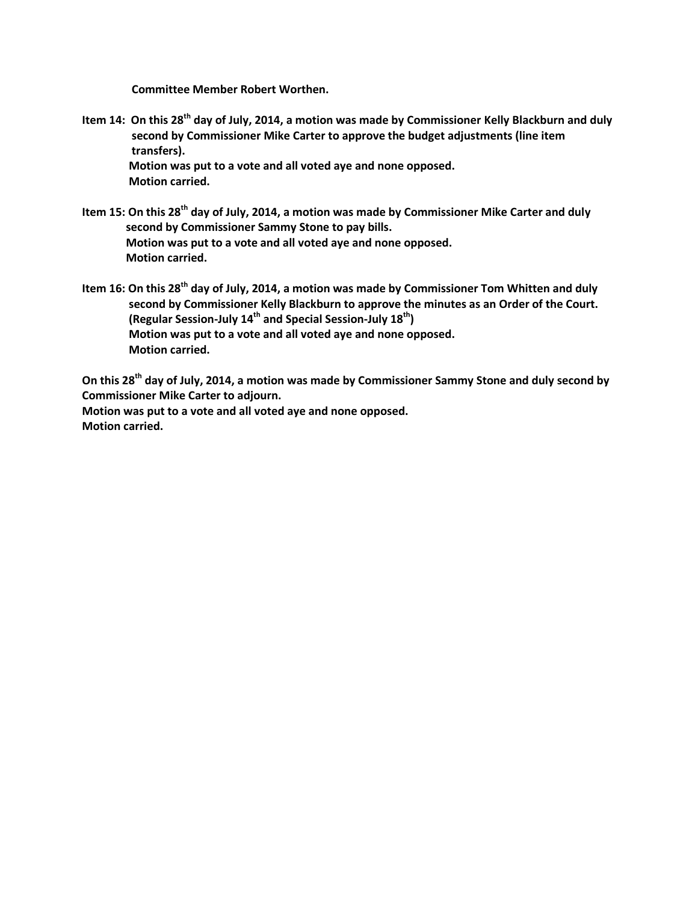**Committee Member Robert Worthen.**

**Item 14: On this 28th day of July, 2014, a motion was made by Commissioner Kelly Blackburn and duly second by Commissioner Mike Carter to approve the budget adjustments (line item transfers).**
**Motion was put to a vote and all voted aye and none opposed.**
**Motion carried.**

**Item 15: On this 28th day of July, 2014, a motion was made by Commissioner Mike Carter and duly second by Commissioner Sammy Stone to pay bills.**
**Motion was put to a vote and all voted aye and none opposed.**
**Motion carried.**

**Item 16: On this 28th day of July, 2014, a motion was made by Commissioner Tom Whitten and duly second by Commissioner Kelly Blackburn to approve the minutes as an Order of the Court. (Regular Session-July 14th and Special Session-July 18th)**
**Motion was put to a vote and all voted aye and none opposed.**
**Motion carried.**

**On this 28th day of July, 2014, a motion was made by Commissioner Sammy Stone and duly second by Commissioner Mike Carter to adjourn.**
**Motion was put to a vote and all voted aye and none opposed.**
**Motion carried.**